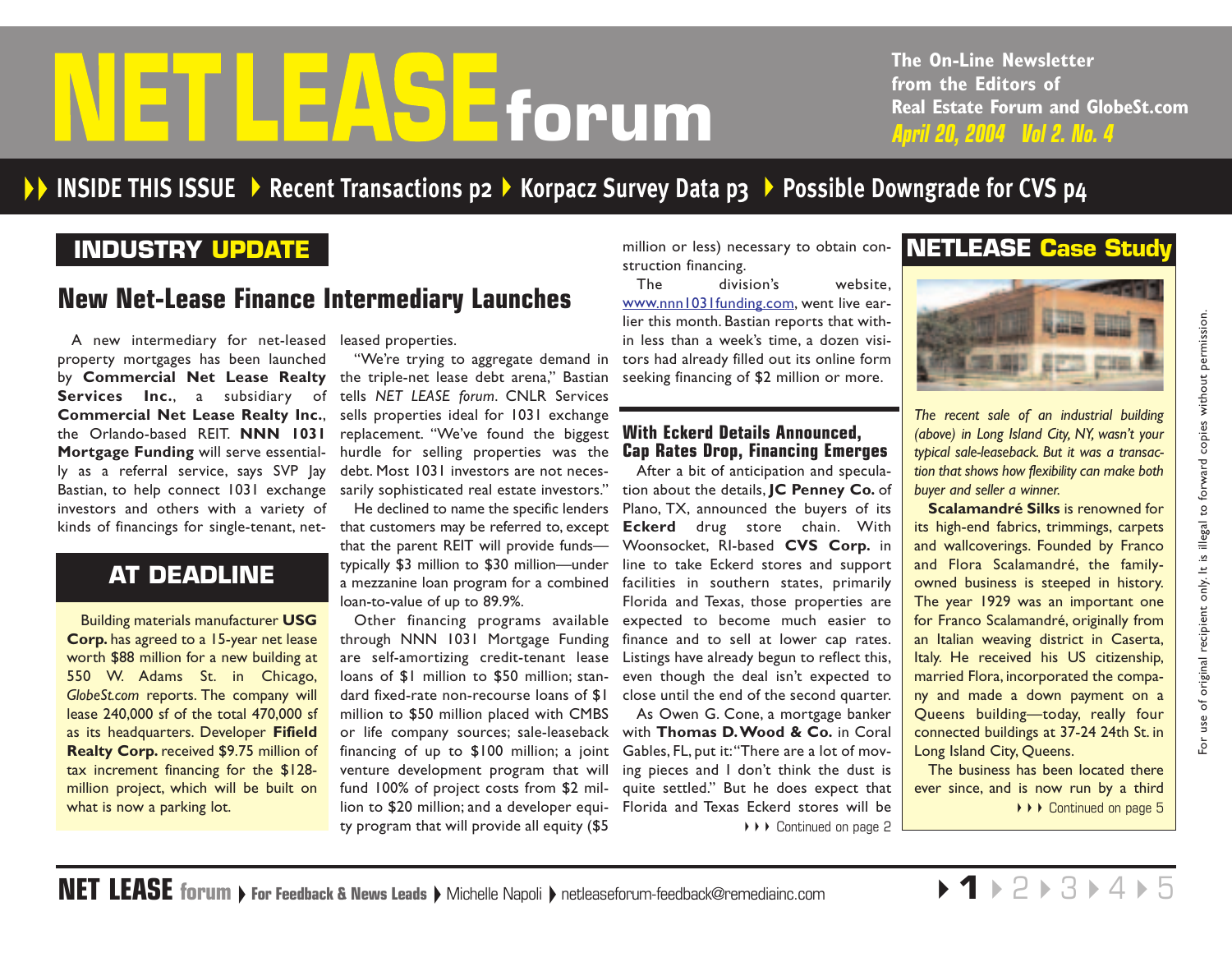# NETLEASE forum

The On-Line Newsletter from the Editors of Real Estate Forum and GlobeSt.com

*April 20, 2004 Vol 2. No. 4*

**INSIDE THIS ISSUE** ▸ Recent Transactions p2 ▸ Korpacz Survey Data p3 ▸ Possible Downgrade for CVS p4

## INDUSTRY UPDATE

### New Net-Lease Finance Intermediary Launches

A new intermediary for net-leased property mortgages has been launched by **Commercial Net Lease Realty Services Inc.**, a subsidiary of **Commercial Net Lease Realty Inc.**, the Orlando-based REIT. **NNN 1031 Mortgage Funding** will serve essentially as a referral service, says SVP Jay Bastian, to help connect 1031 exchange investors and others with a variety of kinds of financings for single-tenant, net-leased properties.

"We're trying to aggregate demand in the triple-net lease debt arena," Bastian tells *NET LEASE forum*. CNLR Services sells properties ideal for 1031 exchange replacement. "We've found the biggest hurdle for selling properties was the debt. Most 1031 investors are not necessarily sophisticated real estate investors."

He declined to name the specific lenders that customers may be referred to, except that the parent REIT will provide funds—typically $3 million to $30 million—under a mezzanine loan program for a combined loan-to-value of up to 89.9%.

Other financing programs available through NNN 1031 Mortgage Funding are self-amortizing credit-tenant lease loans of $1 million to $50 million; standard fixed-rate non-recourse loans of $1 million to $50 million placed with CMBS or life company sources; sale-leaseback financing of up to $100 million; a joint venture development program that will fund 100% of project costs from $2 million to $20 million; and a developer equity program that will provide all equity ($5 million or less) necessary to obtain construction financing.

The division's website, www.nnn1031funding.com, went live earlier this month. Bastian reports that within less than a week's time, a dozen visitors had already filled out its online form seeking financing of $2 million or more.

## AT DEADLINE

Building materials manufacturer **USG Corp.** has agreed to a 15-year net lease worth $88 million for a new building at 550 W. Adams St. in Chicago, *GlobeSt.com* reports. The company will lease 240,000 sf of the total 470,000 sf as its headquarters. Developer **Fifield Realty Corp.** received $9.75 million of tax increment financing for the $128-million project, which will be built on what is now a parking lot.

### With Eckerd Details Announced, Cap Rates Drop, Financing Emerges

After a bit of anticipation and speculation about the details, **JC Penney Co.** of Plano, TX, announced the buyers of its **Eckerd** drug store chain. With Woonsocket, RI-based **CVS Corp.** in line to take Eckerd stores and support facilities in southern states, primarily Florida and Texas, those properties are expected to become much easier to finance and to sell at lower cap rates. Listings have already begun to reflect this, even though the deal isn't expected to close until the end of the second quarter.

As Owen G. Cone, a mortgage banker with **Thomas D. Wood & Co.** in Coral Gables, FL, put it: "There are a lot of moving pieces and I don't think the dust is quite settled." But he does expect that Florida and Texas Eckerd stores will be

▸▸▸ Continued on page 2

## NETLEASE Case Study

*The recent sale of an industrial building (above) in Long Island City, NY, wasn't your typical sale-leaseback. But it was a transaction that shows how flexibility can make both buyer and seller a winner.*

**Scalamandré Silks** is renowned for its high-end fabrics, trimmings, carpets and wallcoverings. Founded by Franco and Flora Scalamandré, the family-owned business is steeped in history. The year 1929 was an important one for Franco Scalamandré, originally from an Italian weaving district in Caserta, Italy. He received his US citizenship, married Flora, incorporated the company and made a down payment on a Queens building—today, really four connected buildings at 37-24 24th St. in Long Island City, Queens.

The business has been located there ever since, and is now run by a third

▸▸▸ Continued on page 5

For use of original recipient only. It is illegal to forward copies without permission.

NET LEASE forum ▸ For Feedback & News Leads ▸ Michelle Napoli ▸ netleaseforum-feedback@remediainc.com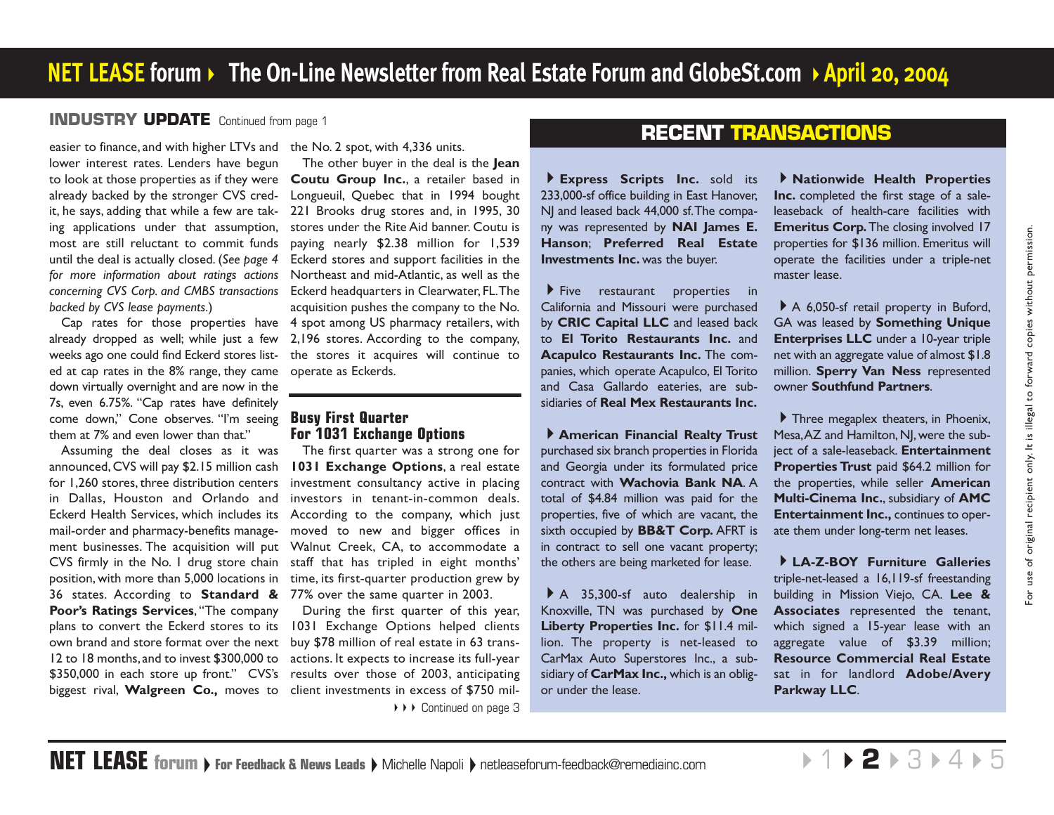## INDUSTRY UPDATE Continued from page 1

easier to finance, and with higher LTVs and lower interest rates. Lenders have begun to look at those properties as if they were already backed by the stronger CVS credit, he says, adding that while a few are taking applications under that assumption, most are still reluctant to commit funds until the deal is actually closed. (*See page 4 for more information about ratings actions concerning CVS Corp. and CMBS transactions backed by CVS lease payments.*)

Cap rates for those properties have already dropped as well; while just a few weeks ago one could find Eckerd stores listed at cap rates in the 8% range, they came down virtually overnight and are now in the 7s, even 6.75%. "Cap rates have definitely come down," Cone observes. "I'm seeing them at 7% and even lower than that."

Assuming the deal closes as it was announced, CVS will pay $2.15 million cash for 1,260 stores, three distribution centers in Dallas, Houston and Orlando and Eckerd Health Services, which includes its mail-order and pharmacy-benefits management businesses. The acquisition will put CVS firmly in the No. 1 drug store chain position, with more than 5,000 locations in 36 states. According to **Standard & Poor's Ratings Services**, "The company plans to convert the Eckerd stores to its own brand and store format over the next 12 to 18 months, and to invest $300,000 to $350,000 in each store up front." CVS's biggest rival, **Walgreen Co.,** moves to the No. 2 spot, with 4,336 units.

The other buyer in the deal is the **Jean Coutu Group Inc.**, a retailer based in Longueuil, Quebec that in 1994 bought 221 Brooks drug stores and, in 1995, 30 stores under the Rite Aid banner. Coutu is paying nearly $2.38 million for 1,539 Eckerd stores and support facilities in the Northeast and mid-Atlantic, as well as the Eckerd headquarters in Clearwater, FL. The acquisition pushes the company to the No. 4 spot among US pharmacy retailers, with 2,196 stores. According to the company, the stores it acquires will continue to operate as Eckerds.

### Busy First Quarter For 1031 Exchange Options

The first quarter was a strong one for **1031 Exchange Options**, a real estate investment consultancy active in placing investors in tenant-in-common deals. According to the company, which just moved to new and bigger offices in Walnut Creek, CA, to accommodate a staff that has tripled in eight months' time, its first-quarter production grew by 77% over the same quarter in 2003.

During the first quarter of this year, 1031 Exchange Options helped clients buy $78 million of real estate in 63 transactions. It expects to increase its full-year results over those of 2003, anticipating client investments in excess of $750 mil-

Continued on page 3

## RECENT TRANSACTIONS

**Express Scripts Inc.** sold its 233,000-sf office building in East Hanover, NJ and leased back 44,000 sf. The company was represented by **NAI James E. Hanson**; **Preferred Real Estate Investments Inc.** was the buyer.

Five restaurant properties in California and Missouri were purchased by **CRIC Capital LLC** and leased back to **El Torito Restaurants Inc.** and **Acapulco Restaurants Inc.** The companies, which operate Acapulco, El Torito and Casa Gallardo eateries, are subsidiaries of **Real Mex Restaurants Inc.**

**American Financial Realty Trust** purchased six branch properties in Florida and Georgia under its formulated price contract with **Wachovia Bank NA**. A total of $4.84 million was paid for the properties, five of which are vacant, the sixth occupied by **BB&T Corp.** AFRT is in contract to sell one vacant property; the others are being marketed for lease.

A 35,300-sf auto dealership in Knoxville, TN was purchased by **One Liberty Properties Inc.** for $11.4 million. The property is net-leased to CarMax Auto Superstores Inc., a subsidiary of **CarMax Inc.,** which is an obligor under the lease.

**Nationwide Health Properties Inc.** completed the first stage of a sale-leaseback of health-care facilities with **Emeritus Corp.** The closing involved 17 properties for $136 million. Emeritus will operate the facilities under a triple-net master lease.

A 6,050-sf retail property in Buford, GA was leased by **Something Unique Enterprises LLC** under a 10-year triple net with an aggregate value of almost $1.8 million. **Sperry Van Ness** represented owner **Southfund Partners**.

Three megaplex theaters, in Phoenix, Mesa, AZ and Hamilton, NJ, were the subject of a sale-leaseback. **Entertainment Properties Trust** paid $64.2 million for the properties, while seller **American Multi-Cinema Inc.**, subsidiary of **AMC Entertainment Inc.**, continues to operate them under long-term net leases.

**LA-Z-BOY Furniture Galleries** triple-net-leased a 16,119-sf freestanding building in Mission Viejo, CA. **Lee & Associates** represented the tenant, which signed a 15-year lease with an aggregate value of $3.39 million; **Resource Commercial Real Estate** sat in for landlord **Adobe/Avery Parkway LLC**.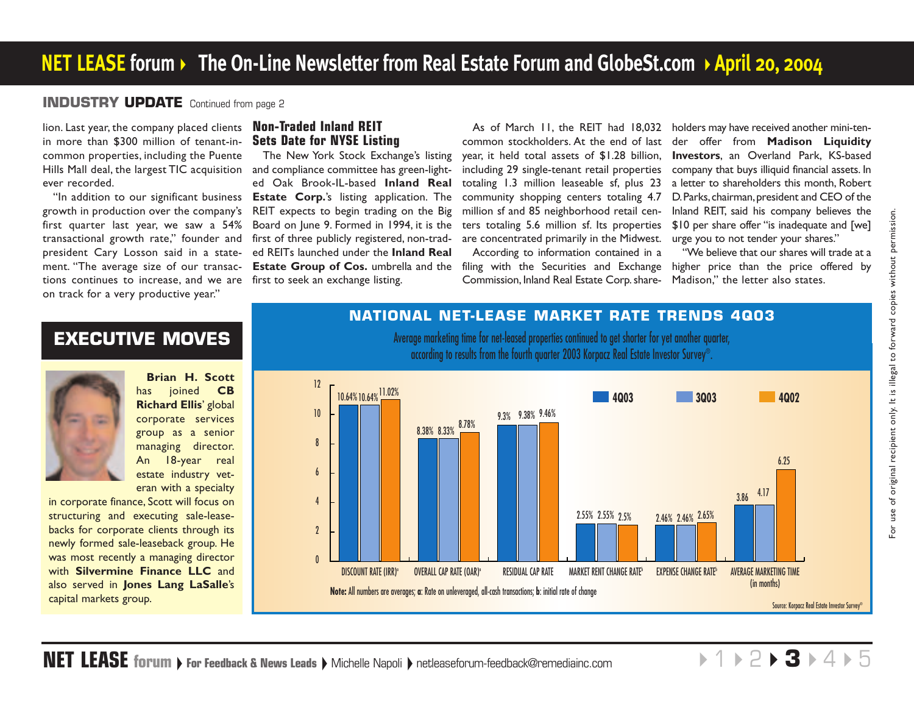## INDUSTRY UPDATE Continued from page 2

lion. Last year, the company placed clients in more than $300 million of tenant-in-common properties, including the Puente Hills Mall deal, the largest TIC acquisition ever recorded.

"In addition to our significant business growth in production over the company's first quarter last year, we saw a 54% transactional growth rate," founder and president Cary Losson said in a statement. "The average size of our transactions continues to increase, and we are on track for a very productive year."

### Non-Traded Inland REIT Sets Date for NYSE Listing

The New York Stock Exchange's listing and compliance committee has green-lighted Oak Brook-IL-based **Inland Real Estate Corp.**'s listing application. The REIT expects to begin trading on the Big Board on June 9. Formed in 1994, it is the first of three publicly registered, non-traded REITs launched under the **Inland Real Estate Group of Cos.** umbrella and the first to seek an exchange listing.

As of March 11, the REIT had 18,032 common stockholders. At the end of last year, it held total assets of $1.28 billion, including 29 single-tenant retail properties totaling 1.3 million leaseable sf, plus 23 community shopping centers totaling 4.7 million sf and 85 neighborhood retail centers totaling 5.6 million sf. Its properties are concentrated primarily in the Midwest.

According to information contained in a filing with the Securities and Exchange Commission, Inland Real Estate Corp. shareholders may have received another mini-tender offer from **Madison Liquidity Investors**, an Overland Park, KS-based company that buys illiquid financial assets. In a letter to shareholders this month, Robert D. Parks, chairman, president and CEO of the Inland REIT, said his company believes the $10 per share offer "is inadequate and [we] urge you to not tender your shares."

"We believe that our shares will trade at a higher price than the price offered by Madison," the letter also states.

## EXECUTIVE MOVES

**Brian H. Scott** has joined **CB Richard Ellis**' global corporate services group as a senior managing director. An 18-year real estate industry veteran with a specialty in corporate finance, Scott will focus on structuring and executing sale-leasebacks for corporate clients through its newly formed sale-leaseback group. He was most recently a managing director with **Silvermine Finance LLC** and also served in **Jones Lang LaSalle**'s capital markets group.

## NATIONAL NET-LEASE MARKET RATE TRENDS 4Q03

Average marketing time for net-leased properties continued to get shorter for yet another quarter, according to results from the fourth quarter 2003 Korpacz Real Estate Investor Survey®.

| | 4Q03 | 3Q03 | 4Q02 |
|---|---|---|---|
| Discount Rate (IRR)[a] | 10.64% | 10.64% | 11.02% |
| Overall Cap Rate (OAR)[a] | 8.38% | 8.33% | 8.78% |
| Residual Cap Rate | 9.3% | 9.38% | 9.46% |
| Market Rent Change Rate[b] | 2.55% | 2.55% | 2.5% |
| Expense Change Rate[b] | 2.46% | 2.46% | 2.65% |
| Average Marketing Time (in months) | 3.86 | 4.17 | 6.25 |

**Note:** All numbers are averages; **a**: Rate on unleveraged, all-cash transactions; **b**: initial rate of change

Source: Korpacz Real Estate Investor Survey®

For use of original recipient only. It is illegal to forward copies without permission.

**NET LEASE forum** ▸ For Feedback & News Leads ▸ Michelle Napoli ▸ netleaseforum-feedback@remediainc.com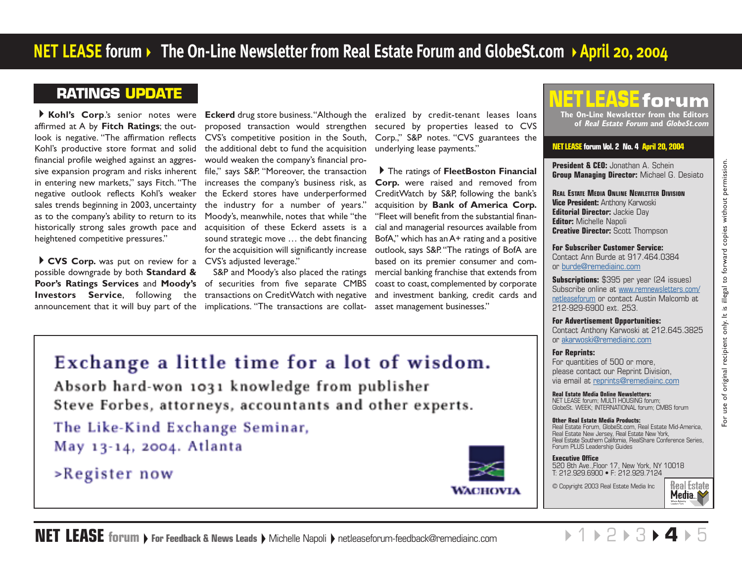## RATINGS UPDATE

**Kohl's Corp.**'s senior notes were affirmed at A by **Fitch Ratings**; the outlook is negative. "The affirmation reflects Kohl's productive store format and solid financial profile weighed against an aggressive expansion program and risks inherent in entering new markets," says Fitch. "The negative outlook reflects Kohl's weaker sales trends beginning in 2003, uncertainty as to the company's ability to return to its historically strong sales growth pace and heightened competitive pressures."

**CVS Corp.** was put on review for a possible downgrade by both **Standard & Poor's Ratings Services** and **Moody's Investors Service**, following the announcement that it will buy part of the **Eckerd** drug store business. "Although the proposed transaction would strengthen CVS's competitive position in the South, the additional debt to fund the acquisition would weaken the company's financial profile," says S&P. "Moreover, the transaction increases the company's business risk, as the Eckerd stores have underperformed the industry for a number of years." Moody's, meanwhile, notes that while "the acquisition of these Eckerd assets is a sound strategic move … the debt financing for the acquisition will significantly increase CVS's adjusted leverage."

S&P and Moody's also placed the ratings of securities from five separate CMBS transactions on CreditWatch with negative implications. "The transactions are collateralized by credit-tenant leases loans secured by properties leased to CVS Corp.," S&P notes. "CVS guarantees the underlying lease payments."

The ratings of **FleetBoston Financial Corp.** were raised and removed from CreditWatch by S&P, following the bank's acquisition by **Bank of America Corp.** "Fleet will benefit from the substantial financial and managerial resources available from BofA," which has an A+ rating and a positive outlook, says S&P. "The ratings of BofA are based on its premier consumer and commercial banking franchise that extends from coast to coast, complemented by corporate and investment banking, credit cards and asset management businesses."

---

**Exchange a little time for a lot of wisdom.**

Absorb hard-won 1031 knowledge from publisher Steve Forbes, attorneys, accountants and other experts.

The Like-Kind Exchange Seminar, May 13-14, 2004. Atlanta

>Register now

WACHOVIA

---

**NET LEASE forum**
The On-Line Newsletter from the Editors of *Real Estate Forum* and *GlobeSt.com*

NET LEASE forum Vol. 2 No. 4 April 20, 2004

**President & CEO:** Jonathan A. Schein
**Group Managing Director:** Michael G. Desiato

**Real Estate Media Online Newsletter Division**
**Vice President:** Anthony Karwoski
**Editorial Director:** Jackie Day
**Editor:** Michelle Napoli
**Creative Director:** Scott Thompson

**For Subscriber Customer Service:**
Contact Ann Burde at 917.464.0384 or burde@remediainc.com

**Subscriptions:** $395 per year (24 issues)
Subscribe online at www.remnewsletters.com/netleaseforum or contact Austin Malcomb at 212-929-6900 ext. 253.

**For Advertisement Opportunities:**
Contact Anthony Karwoski at 212.645.3825 or akarwoski@remediainc.com

**For Reprints:**
For quantities of 500 or more, please contact our Reprint Division, via email at reprints@remediainc.com

**Real Estate Media Online Newsletters:**
NET LEASE forum; MULTI HOUSING forum; GlobeSt. WEEK; INTERNATIONAL forum; CMBS forum

**Other Real Estate Media Products:**
Real Estate Forum, GlobeSt.com, Real Estate Mid-America, Real Estate New Jersey, Real Estate New York, Real Estate Southern California, RealShare Conference Series, Forum PLUS Leadership Guides

**Executive Office**
520 8th Ave.,Floor 17, New York, NY 10018
T: 212.929.6900 • F: 212.929.7124

© Copyright 2003 Real Estate Media Inc

For use of original recipient only. It is illegal to forward copies without permission.

NET LEASE forum ▸ For Feedback & News Leads ▸ Michelle Napoli ▸ netleaseforum-feedback@remediainc.com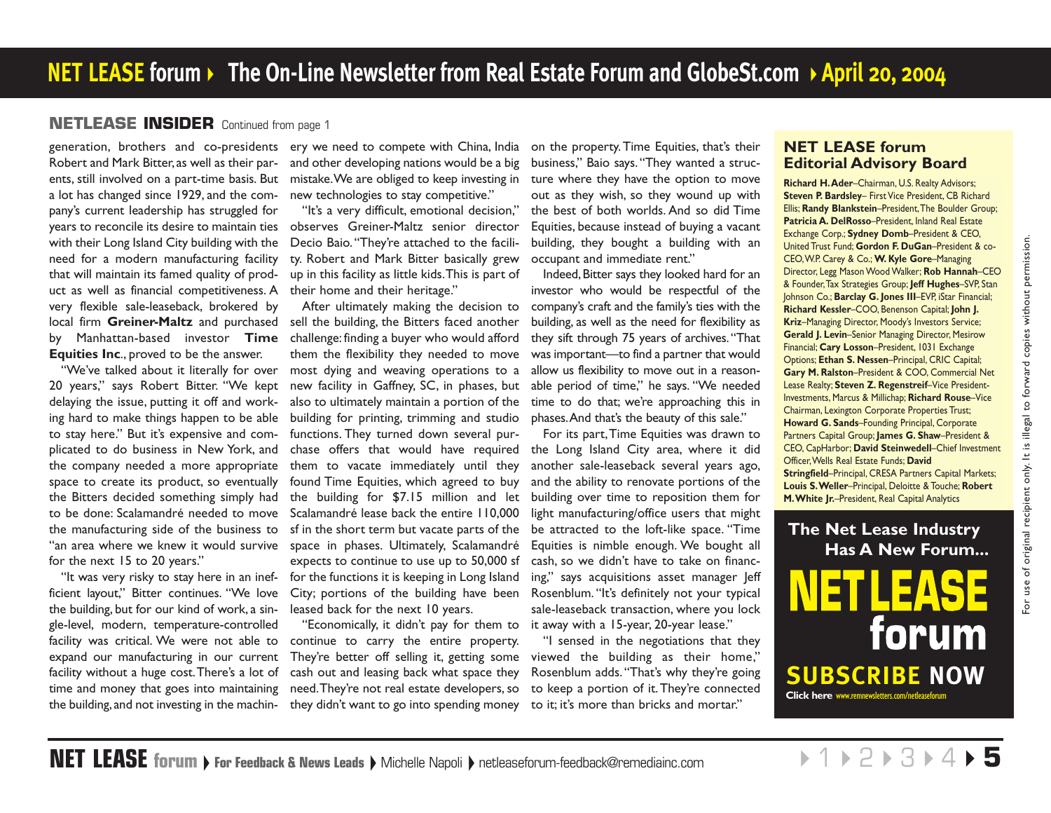## NETLEASE INSIDER Continued from page 1

generation, brothers and co-presidents Robert and Mark Bitter, as well as their parents, still involved on a part-time basis. But a lot has changed since 1929, and the company's current leadership has struggled for years to reconcile its desire to maintain ties with their Long Island City building with the need for a modern manufacturing facility that will maintain its famed quality of product as well as financial competitiveness. A very flexible sale-leaseback, brokered by local firm **Greiner-Maltz** and purchased by Manhattan-based investor **Time Equities Inc**., proved to be the answer.

"We've talked about it literally for over 20 years," says Robert Bitter. "We kept delaying the issue, putting it off and working hard to make things happen to be able to stay here." But it's expensive and complicated to do business in New York, and the company needed a more appropriate space to create its product, so eventually the Bitters decided something simply had to be done: Scalamandré needed to move the manufacturing side of the business to "an area where we knew it would survive for the next 15 to 20 years."

"It was very risky to stay here in an inefficient layout," Bitter continues. "We love the building, but for our kind of work, a single-level, modern, temperature-controlled facility was critical. We were not able to expand our manufacturing in our current facility without a huge cost. There's a lot of time and money that goes into maintaining the building, and not investing in the machinery we need to compete with China, India and other developing nations would be a big mistake. We are obliged to keep investing in new technologies to stay competitive."

"It's a very difficult, emotional decision," observes Greiner-Maltz senior director Decio Baio. "They're attached to the facility. Robert and Mark Bitter basically grew up in this facility as little kids. This is part of their home and their heritage."

After ultimately making the decision to sell the building, the Bitters faced another challenge: finding a buyer who would afford them the flexibility they needed to move most dying and weaving operations to a new facility in Gaffney, SC, in phases, but also to ultimately maintain a portion of the building for printing, trimming and studio functions. They turned down several purchase offers that would have required them to vacate immediately until they found Time Equities, which agreed to buy the building for $7.15 million and let Scalamandré lease back the entire 110,000 sf in the short term but vacate parts of the space in phases. Ultimately, Scalamandré expects to continue to use up to 50,000 sf for the functions it is keeping in Long Island City; portions of the building have been leased back for the next 10 years.

"Economically, it didn't pay for them to continue to carry the entire property. They're better off selling it, getting some cash out and leasing back what space they need. They're not real estate developers, so they didn't want to go into spending money on the property. Time Equities, that's their business," Baio says. "They wanted a structure where they have the option to move out as they wish, so they wound up with the best of both worlds. And so did Time Equities, because instead of buying a vacant building, they bought a building with an occupant and immediate rent."

Indeed, Bitter says they looked hard for an investor who would be respectful of the company's craft and the family's ties with the building, as well as the need for flexibility as they sift through 75 years of archives. "That was important—to find a partner that would allow us flexibility to move out in a reasonable period of time," he says. "We needed time to do that; we're approaching this in phases. And that's the beauty of this sale."

For its part, Time Equities was drawn to the Long Island City area, where it did another sale-leaseback several years ago, and the ability to renovate portions of the building over time to reposition them for light manufacturing/office users that might be attracted to the loft-like space. "Time Equities is nimble enough. We bought all cash, so we didn't have to take on financing," says acquisitions asset manager Jeff Rosenblum. "It's definitely not your typical sale-leaseback transaction, where you lock it away with a 15-year, 20-year lease."

"I sensed in the negotiations that they viewed the building as their home," Rosenblum adds. "That's why they're going to keep a portion of it. They're connected to it; it's more than bricks and mortar."

## NET LEASE forum Editorial Advisory Board

**Richard H. Ader**–Chairman, U.S. Realty Advisors; **Steven P. Bardsley**– First Vice President, CB Richard Ellis; **Randy Blankstein**–President, The Boulder Group; **Patricia A. DelRosso**–President, Inland Real Estate Exchange Corp.; **Sydney Domb**–President & CEO, United Trust Fund; **Gordon F. DuGan**–President & co-CEO, W.P. Carey & Co.; **W. Kyle Gore**–Managing Director, Legg Mason Wood Walker; **Rob Hannah**–CEO & Founder, Tax Strategies Group; **Jeff Hughes**–SVP, Stan Johnson Co.; **Barclay G. Jones III**–EVP, iStar Financial; **Richard Kessler**–COO, Benenson Capital; **John J. Kriz**–Managing Director, Moody's Investors Service; **Gerald J. Levin**–Senior Managing Director, Mesirow Financial; **Cary Losson**–President, 1031 Exchange Options; **Ethan S. Nessen**–Principal, CRIC Capital; **Gary M. Ralston**–President & COO, Commercial Net Lease Realty; **Steven Z. Regenstreif**–Vice President-Investments, Marcus & Millichap; **Richard Rouse**–Vice Chairman, Lexington Corporate Properties Trust; **Howard G. Sands**–Founding Principal, Corporate Partners Capital Group; **James G. Shaw**–President & CEO, CapHarbor; **David Steinwedell**–Chief Investment Officer, Wells Real Estate Funds; **David Stringfield**–Principal, CRESA Partners Capital Markets; **Louis S. Weller**–Principal, Deloitte & Touche; **Robert M. White Jr.**–President, Real Capital Analytics

**The Net Lease Industry Has A New Forum...**

**NET LEASE forum**

**SUBSCRIBE NOW**

**Click here** www.remnewsletters.com/netleaseforum

For use of original recipient only. It is illegal to forward copies without permission.

**NET LEASE forum** ▸ **For Feedback & News Leads** ▸ Michelle Napoli ▸ netleaseforum-feedback@remediainc.com